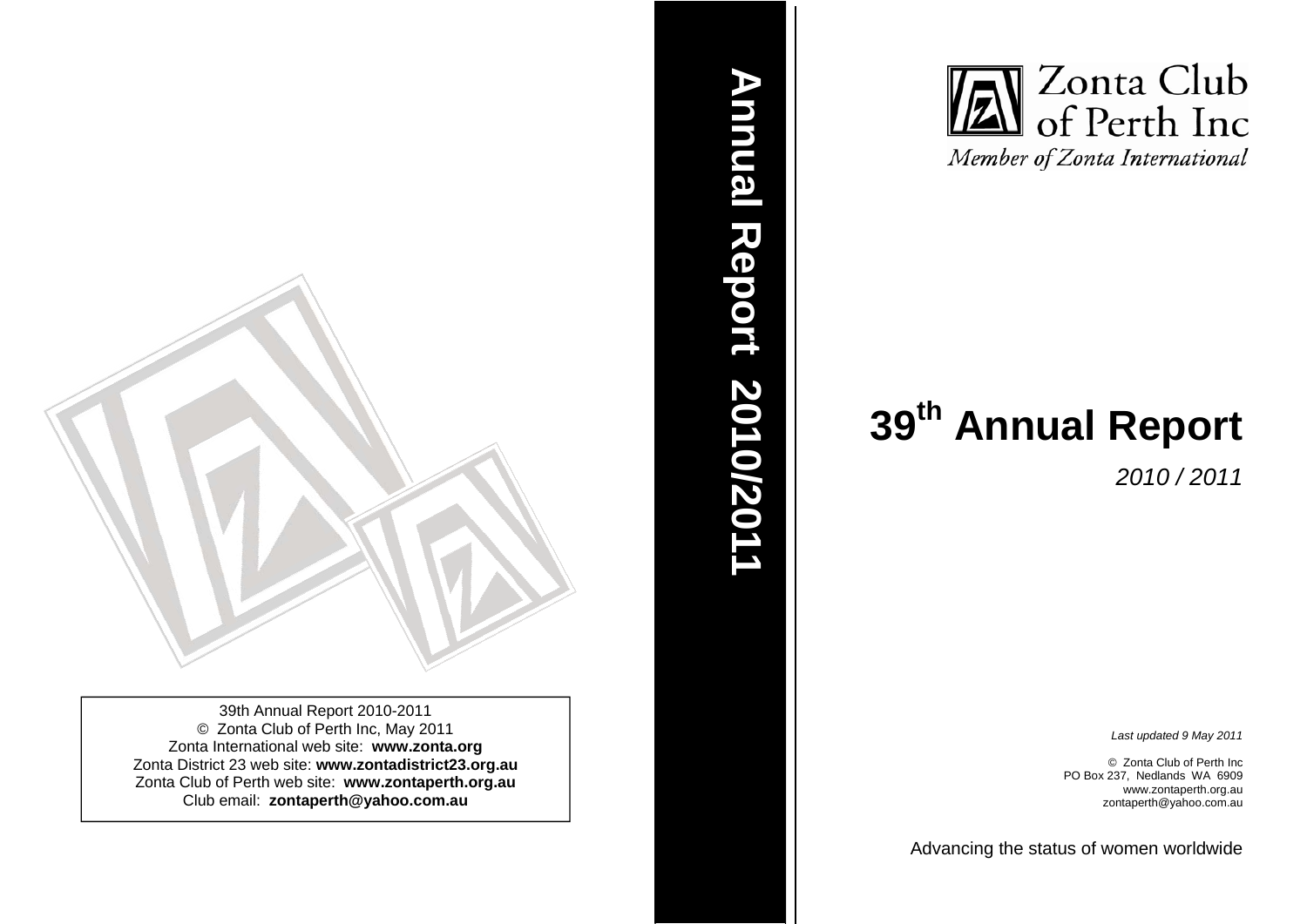39th Annual Report 2010-2011
© Zonta Club of Perth Inc, May 2011
Zonta International web site: **www.zonta.org**
Zonta District 23 web site: **www.zontadistrict23.org.au**
Zonta Club of Perth web site: **www.zontaperth.org.au**
Club email: **zontaperth@yahoo.com.au**

**Annual Report 2010/2011**

Zonta Club of Perth Inc
*Member of Zonta International*

# 39th Annual Report

*2010 / 2011*

*Last updated 9 May 2011*

© Zonta Club of Perth Inc
PO Box 237, Nedlands WA 6909
www.zontaperth.org.au
zontaperth@yahoo.com.au

Advancing the status of women worldwide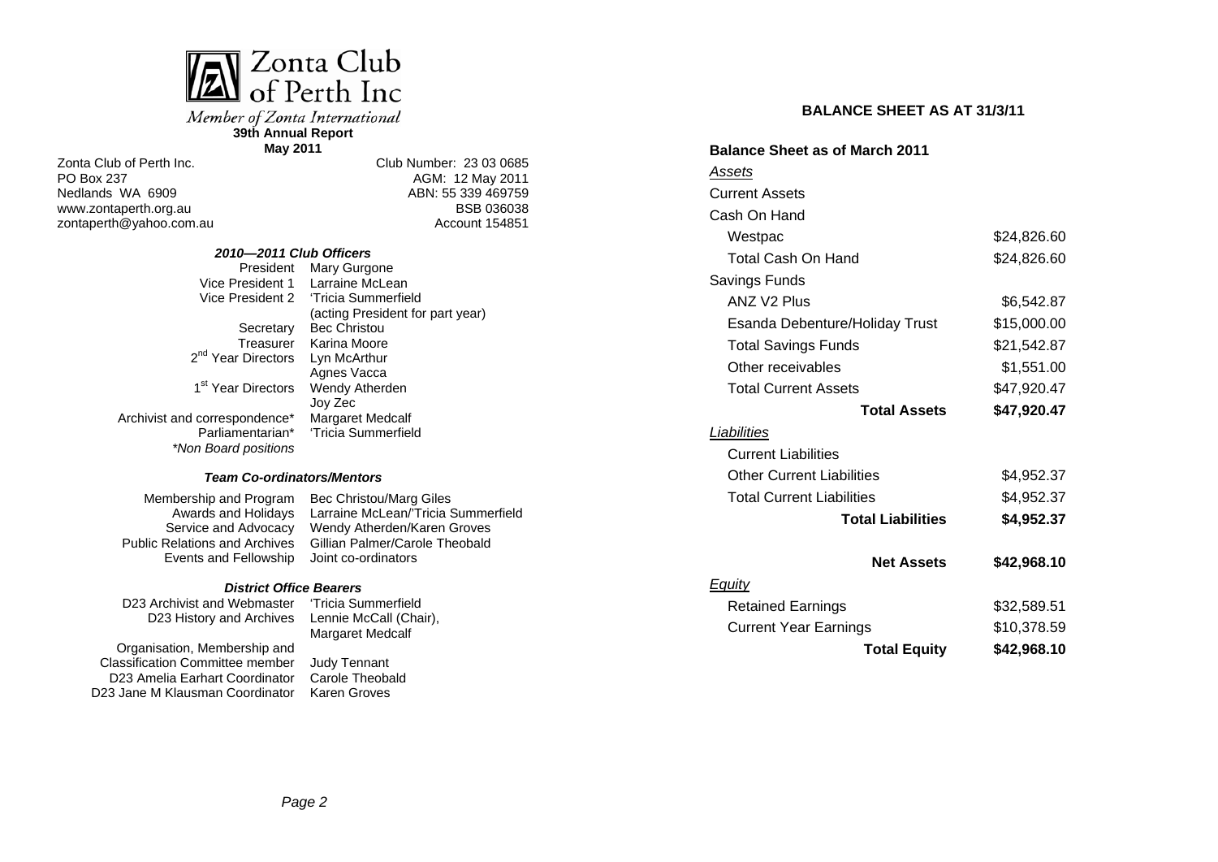# Zonta Club of Perth Inc

*Member of Zonta International*

**39th Annual Report**

**May 2011**

Zonta Club of Perth Inc.
PO Box 237
Nedlands WA 6909
www.zontaperth.org.au
zontaperth@yahoo.com.au

Club Number: 23 03 0685
AGM: 12 May 2011
ABN: 55 339 469759
BSB 036038
Account 154851

### *2010—2011 Club Officers*

| | |
|---|---|
| President | Mary Gurgone |
| Vice President 1 | Larraine McLean |
| Vice President 2 | 'Tricia Summerfield (acting President for part year) |
| Secretary | Bec Christou |
| Treasurer | Karina Moore |
| 2nd Year Directors | Lyn McArthur<br>Agnes Vacca |
| 1st Year Directors | Wendy Atherden<br>Joy Zec |
| Archivist and correspondence* | Margaret Medcalf |
| Parliamentarian* | 'Tricia Summerfield |

*\*Non Board positions*

### *Team Co-ordinators/Mentors*

| | |
|---|---|
| Membership and Program | Bec Christou/Marg Giles |
| Awards and Holidays | Larraine McLean/'Tricia Summerfield |
| Service and Advocacy | Wendy Atherden/Karen Groves |
| Public Relations and Archives | Gillian Palmer/Carole Theobald |
| Events and Fellowship | Joint co-ordinators |

### *District Office Bearers*

| | |
|---|---|
| D23 Archivist and Webmaster | 'Tricia Summerfield |
| D23 History and Archives | Lennie McCall (Chair), Margaret Medcalf |
| Organisation, Membership and Classification Committee member | Judy Tennant |
| D23 Amelia Earhart Coordinator | Carole Theobald |
| D23 Jane M Klausman Coordinator | Karen Groves |

## BALANCE SHEET AS AT 31/3/11

**Balance Sheet as of March 2011**

| | |
|---|---|
| *Assets* | |
| Current Assets | |
| Cash On Hand | |
| Westpac | $24,826.60 |
| Total Cash On Hand | $24,826.60 |
| Savings Funds | |
| ANZ V2 Plus | $6,542.87 |
| Esanda Debenture/Holiday Trust | $15,000.00 |
| Total Savings Funds | $21,542.87 |
| Other receivables | $1,551.00 |
| Total Current Assets | $47,920.47 |
| **Total Assets** | **$47,920.47** |
| *Liabilities* | |
| Current Liabilities | |
| Other Current Liabilities | $4,952.37 |
| Total Current Liabilities | $4,952.37 |
| **Total Liabilities** | **$4,952.37** |
| **Net Assets** | **$42,968.10** |
| *Equity* | |
| Retained Earnings | $32,589.51 |
| Current Year Earnings | $10,378.59 |
| **Total Equity** | **$42,968.10** |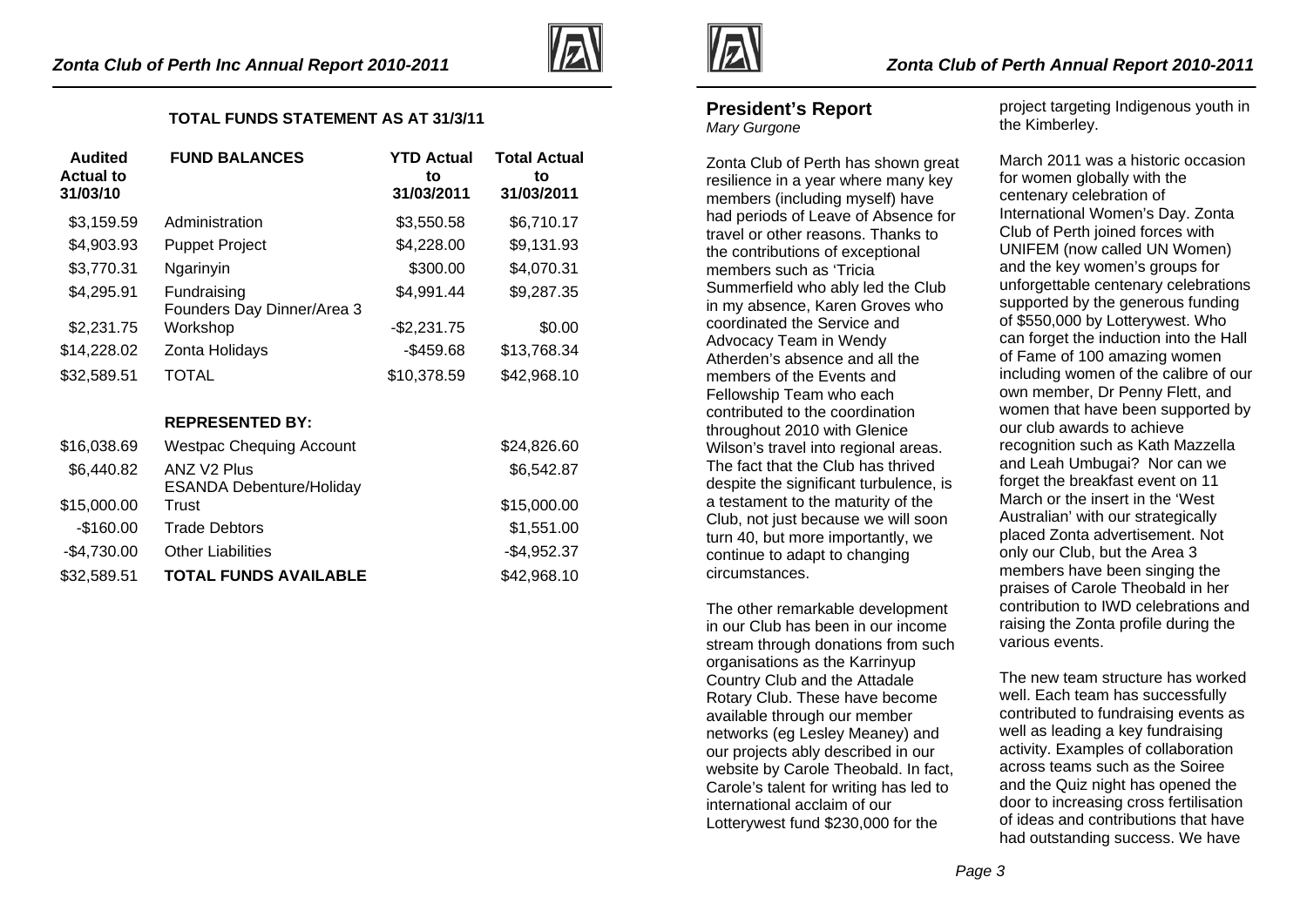## TOTAL FUNDS STATEMENT AS AT 31/3/11

| Audited Actual to 31/03/10 | FUND BALANCES | YTD Actual to 31/03/2011 | Total Actual to 31/03/2011 |
|---|---|---|---|
| $3,159.59 | Administration | $3,550.58 | $6,710.17 |
| $4,903.93 | Puppet Project | $4,228.00 | $9,131.93 |
| $3,770.31 | Ngarinyin | $300.00 | $4,070.31 |
| $4,295.91 | Fundraising | $4,991.44 | $9,287.35 |
| $2,231.75 | Founders Day Dinner/Area 3 Workshop | -$2,231.75 | $0.00 |
| $14,228.02 | Zonta Holidays | -$459.68 | $13,768.34 |
| $32,589.51 | TOTAL | $10,378.59 | $42,968.10 |
| | **REPRESENTED BY:** | | |
| $16,038.69 | Westpac Chequing Account | | $24,826.60 |
| $6,440.82 | ANZ V2 Plus | | $6,542.87 |
| $15,000.00 | ESANDA Debenture/Holiday Trust | | $15,000.00 |
| -$160.00 | Trade Debtors | | $1,551.00 |
| -$4,730.00 | Other Liabilities | | -$4,952.37 |
| $32,589.51 | **TOTAL FUNDS AVAILABLE** | | $42,968.10 |

## President's Report

*Mary Gurgone*

Zonta Club of Perth has shown great resilience in a year where many key members (including myself) have had periods of Leave of Absence for travel or other reasons. Thanks to the contributions of exceptional members such as 'Tricia Summerfield who ably led the Club in my absence, Karen Groves who coordinated the Service and Advocacy Team in Wendy Atherden's absence and all the members of the Events and Fellowship Team who each contributed to the coordination throughout 2010 with Glenice Wilson's travel into regional areas. The fact that the Club has thrived despite the significant turbulence, is a testament to the maturity of the Club, not just because we will soon turn 40, but more importantly, we continue to adapt to changing circumstances.

The other remarkable development in our Club has been in our income stream through donations from such organisations as the Karrinyup Country Club and the Attadale Rotary Club. These have become available through our member networks (eg Lesley Meaney) and our projects ably described in our website by Carole Theobald. In fact, Carole's talent for writing has led to international acclaim of our Lotterywest fund $230,000 for the project targeting Indigenous youth in the Kimberley.

March 2011 was a historic occasion for women globally with the centenary celebration of International Women's Day. Zonta Club of Perth joined forces with UNIFEM (now called UN Women) and the key women's groups for unforgettable centenary celebrations supported by the generous funding of $550,000 by Lotterywest. Who can forget the induction into the Hall of Fame of 100 amazing women including women of the calibre of our own member, Dr Penny Flett, and women that have been supported by our club awards to achieve recognition such as Kath Mazzella and Leah Umbugai? Nor can we forget the breakfast event on 11 March or the insert in the 'West Australian' with our strategically placed Zonta advertisement. Not only our Club, but the Area 3 members have been singing the praises of Carole Theobald in her contribution to IWD celebrations and raising the Zonta profile during the various events.

The new team structure has worked well. Each team has successfully contributed to fundraising events as well as leading a key fundraising activity. Examples of collaboration across teams such as the Soiree and the Quiz night has opened the door to increasing cross fertilisation of ideas and contributions that have had outstanding success. We have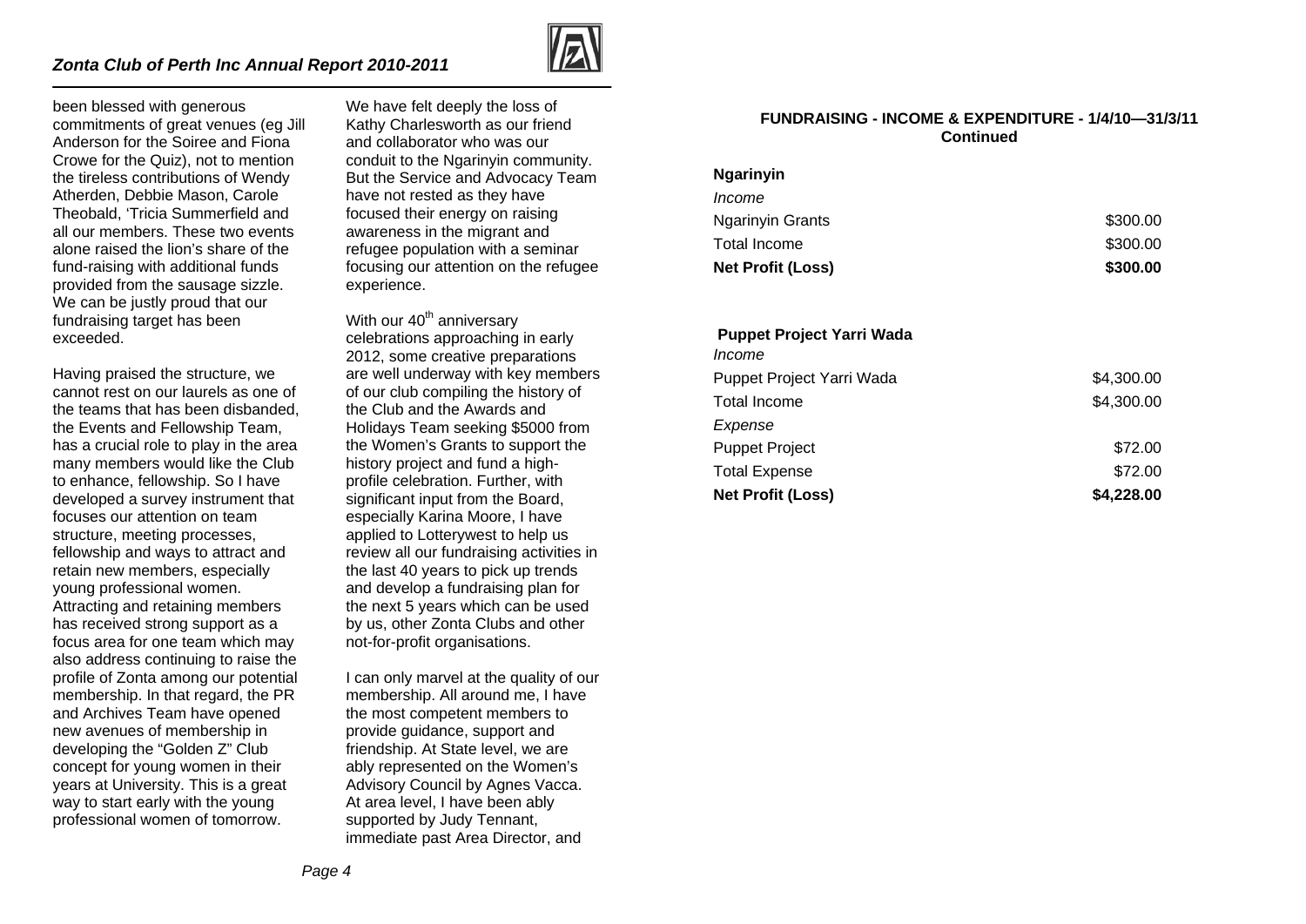been blessed with generous commitments of great venues (eg Jill Anderson for the Soiree and Fiona Crowe for the Quiz), not to mention the tireless contributions of Wendy Atherden, Debbie Mason, Carole Theobald, 'Tricia Summerfield and all our members. These two events alone raised the lion's share of the fund-raising with additional funds provided from the sausage sizzle. We can be justly proud that our fundraising target has been exceeded.

Having praised the structure, we cannot rest on our laurels as one of the teams that has been disbanded, the Events and Fellowship Team, has a crucial role to play in the area many members would like the Club to enhance, fellowship. So I have developed a survey instrument that focuses our attention on team structure, meeting processes, fellowship and ways to attract and retain new members, especially young professional women. Attracting and retaining members has received strong support as a focus area for one team which may also address continuing to raise the profile of Zonta among our potential membership. In that regard, the PR and Archives Team have opened new avenues of membership in developing the "Golden Z" Club concept for young women in their years at University. This is a great way to start early with the young professional women of tomorrow.

We have felt deeply the loss of Kathy Charlesworth as our friend and collaborator who was our conduit to the Ngarinyin community. But the Service and Advocacy Team have not rested as they have focused their energy on raising awareness in the migrant and refugee population with a seminar focusing our attention on the refugee experience.

With our 40th anniversary celebrations approaching in early 2012, some creative preparations are well underway with key members of our club compiling the history of the Club and the Awards and Holidays Team seeking $5000 from the Women's Grants to support the history project and fund a high-profile celebration. Further, with significant input from the Board, especially Karina Moore, I have applied to Lotterywest to help us review all our fundraising activities in the last 40 years to pick up trends and develop a fundraising plan for the next 5 years which can be used by us, other Zonta Clubs and other not-for-profit organisations.

I can only marvel at the quality of our membership. All around me, I have the most competent members to provide guidance, support and friendship. At State level, we are ably represented on the Women's Advisory Council by Agnes Vacca. At area level, I have been ably supported by Judy Tennant, immediate past Area Director, and

### FUNDRAISING - INCOME & EXPENDITURE - 1/4/10—31/3/11 Continued

| **Ngarinyin** | |
|---|---|
| *Income* | |
| Ngarinyin Grants | $300.00 |
| Total Income | $300.00 |
| **Net Profit (Loss)** | **$300.00** |

| **Puppet Project Yarri Wada** | |
|---|---|
| *Income* | |
| Puppet Project Yarri Wada | $4,300.00 |
| Total Income | $4,300.00 |
| *Expense* | |
| Puppet Project | $72.00 |
| Total Expense | $72.00 |
| **Net Profit (Loss)** | **$4,228.00** |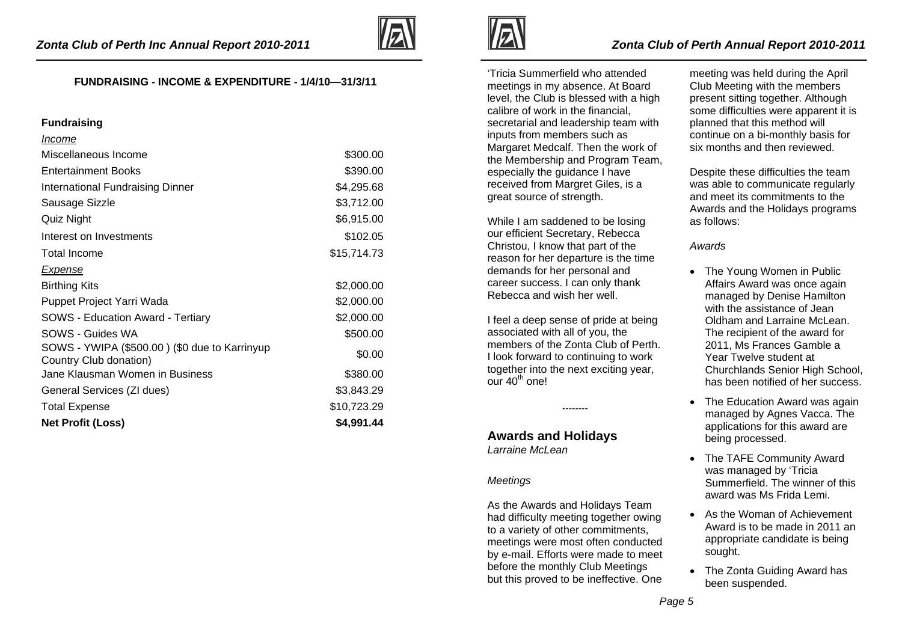### FUNDRAISING - INCOME & EXPENDITURE - 1/4/10—31/3/11

| **Fundraising** | |
|---|---|
| *Income* | |
| Miscellaneous Income | $300.00 |
| Entertainment Books | $390.00 |
| International Fundraising Dinner | $4,295.68 |
| Sausage Sizzle | $3,712.00 |
| Quiz Night | $6,915.00 |
| Interest on Investments | $102.05 |
| Total Income | $15,714.73 |
| *Expense* | |
| Birthing Kits | $2,000.00 |
| Puppet Project Yarri Wada | $2,000.00 |
| SOWS - Education Award - Tertiary | $2,000.00 |
| SOWS - Guides WA | $500.00 |
| SOWS - YWIPA ($500.00 ) ($0 due to Karrinyup Country Club donation) | $0.00 |
| Jane Klausman Women in Business | $380.00 |
| General Services (ZI dues) | $3,843.29 |
| Total Expense | $10,723.29 |
| **Net Profit (Loss)** | **$4,991.44** |

'Tricia Summerfield who attended meetings in my absence. At Board level, the Club is blessed with a high calibre of work in the financial, secretarial and leadership team with inputs from members such as Margaret Medcalf. Then the work of the Membership and Program Team, especially the guidance I have received from Margret Giles, is a great source of strength.

While I am saddened to be losing our efficient Secretary, Rebecca Christou, I know that part of the reason for her departure is the time demands for her personal and career success. I can only thank Rebecca and wish her well.

I feel a deep sense of pride at being associated with all of you, the members of the Zonta Club of Perth. I look forward to continuing to work together into the next exciting year, our 40th one!

--------

## Awards and Holidays

*Larraine McLean*

*Meetings*

As the Awards and Holidays Team had difficulty meeting together owing to a variety of other commitments, meetings were most often conducted by e-mail. Efforts were made to meet before the monthly Club Meetings but this proved to be ineffective. One meeting was held during the April Club Meeting with the members present sitting together. Although some difficulties were apparent it is planned that this method will continue on a bi-monthly basis for six months and then reviewed.

Despite these difficulties the team was able to communicate regularly and meet its commitments to the Awards and the Holidays programs as follows:

*Awards*

- The Young Women in Public Affairs Award was once again managed by Denise Hamilton with the assistance of Jean Oldham and Larraine McLean. The recipient of the award for 2011, Ms Frances Gamble a Year Twelve student at Churchlands Senior High School, has been notified of her success.
- The Education Award was again managed by Agnes Vacca. The applications for this award are being processed.
- The TAFE Community Award was managed by 'Tricia Summerfield. The winner of this award was Ms Frida Lemi.
- As the Woman of Achievement Award is to be made in 2011 an appropriate candidate is being sought.
- The Zonta Guiding Award has been suspended.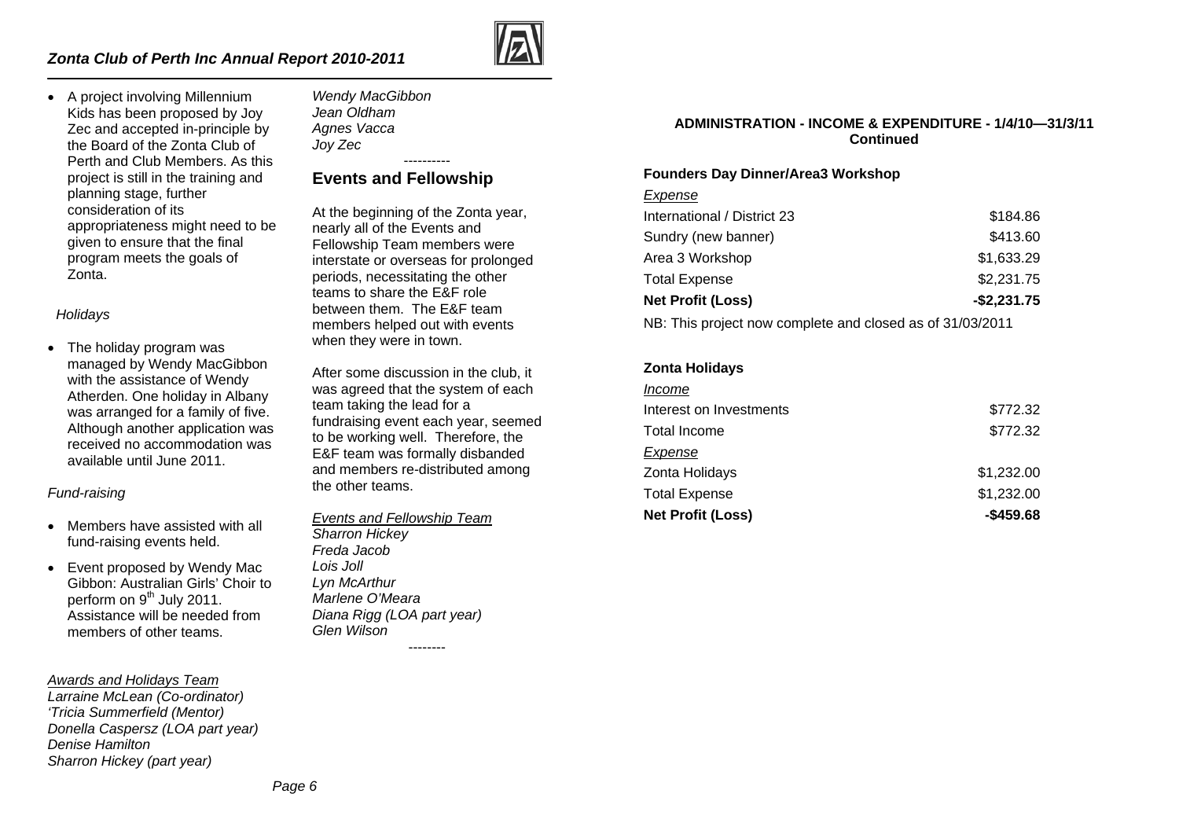- A project involving Millennium Kids has been proposed by Joy Zec and accepted in-principle by the Board of the Zonta Club of Perth and Club Members. As this project is still in the training and planning stage, further consideration of its appropriateness might need to be given to ensure that the final program meets the goals of Zonta.

*Holidays*

- The holiday program was managed by Wendy MacGibbon with the assistance of Wendy Atherden. One holiday in Albany was arranged for a family of five. Although another application was received no accommodation was available until June 2011.

*Fund-raising*

- Members have assisted with all fund-raising events held.
- Event proposed by Wendy Mac Gibbon: Australian Girls' Choir to perform on 9th July 2011. Assistance will be needed from members of other teams.

*Awards and Holidays Team*
*Larraine McLean (Co-ordinator)*
*'Tricia Summerfield (Mentor)*
*Donella Caspersz (LOA part year)*
*Denise Hamilton*
*Sharron Hickey (part year)*
*Wendy MacGibbon*
*Jean Oldham*
*Agnes Vacca*
*Joy Zec*

----------

## Events and Fellowship

At the beginning of the Zonta year, nearly all of the Events and Fellowship Team members were interstate or overseas for prolonged periods, necessitating the other teams to share the E&F role between them. The E&F team members helped out with events when they were in town.

After some discussion in the club, it was agreed that the system of each team taking the lead for a fundraising event each year, seemed to be working well. Therefore, the E&F team was formally disbanded and members re-distributed among the other teams.

*Events and Fellowship Team*
*Sharron Hickey*
*Freda Jacob*
*Lois Joll*
*Lyn McArthur*
*Marlene O'Meara*
*Diana Rigg (LOA part year)*
*Glen Wilson*

--------

**ADMINISTRATION - INCOME & EXPENDITURE - 1/4/10—31/3/11 Continued**

**Founders Day Dinner/Area3 Workshop**

| | |
|---|---|
| *Expense* | |
| International / District 23 | $184.86 |
| Sundry (new banner) | $413.60 |
| Area 3 Workshop | $1,633.29 |
| Total Expense | $2,231.75 |
| **Net Profit (Loss)** | **-$2,231.75** |

NB: This project now complete and closed as of 31/03/2011

**Zonta Holidays**

| | |
|---|---|
| *Income* | |
| Interest on Investments | $772.32 |
| Total Income | $772.32 |
| *Expense* | |
| Zonta Holidays | $1,232.00 |
| Total Expense | $1,232.00 |
| **Net Profit (Loss)** | **-$459.68** |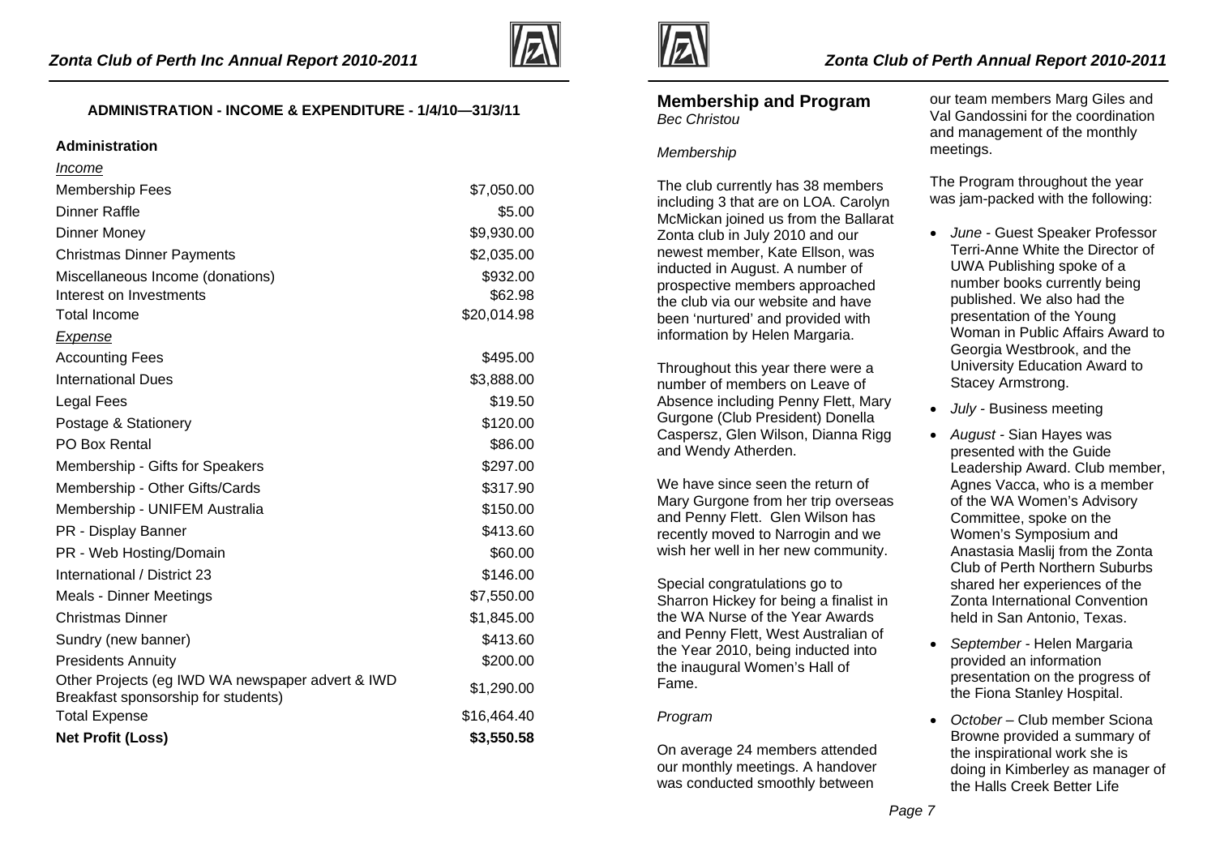## ADMINISTRATION - INCOME & EXPENDITURE - 1/4/10—31/3/11

| **Administration** | |
|---|---|
| *Income* | |
| Membership Fees | $7,050.00 |
| Dinner Raffle | $5.00 |
| Dinner Money | $9,930.00 |
| Christmas Dinner Payments | $2,035.00 |
| Miscellaneous Income (donations) | $932.00 |
| Interest on Investments | $62.98 |
| Total Income | $20,014.98 |
| *Expense* | |
| Accounting Fees | $495.00 |
| International Dues | $3,888.00 |
| Legal Fees | $19.50 |
| Postage & Stationery | $120.00 |
| PO Box Rental | $86.00 |
| Membership - Gifts for Speakers | $297.00 |
| Membership - Other Gifts/Cards | $317.90 |
| Membership - UNIFEM Australia | $150.00 |
| PR - Display Banner | $413.60 |
| PR - Web Hosting/Domain | $60.00 |
| International / District 23 | $146.00 |
| Meals - Dinner Meetings | $7,550.00 |
| Christmas Dinner | $1,845.00 |
| Sundry (new banner) | $413.60 |
| Presidents Annuity | $200.00 |
| Other Projects (eg IWD WA newspaper advert & IWD Breakfast sponsorship for students) | $1,290.00 |
| Total Expense | $16,464.40 |
| **Net Profit (Loss)** | **$3,550.58** |

## Membership and Program

*Bec Christou*

*Membership*

The club currently has 38 members including 3 that are on LOA. Carolyn McMickan joined us from the Ballarat Zonta club in July 2010 and our newest member, Kate Ellson, was inducted in August. A number of prospective members approached the club via our website and have been 'nurtured' and provided with information by Helen Margaria.

Throughout this year there were a number of members on Leave of Absence including Penny Flett, Mary Gurgone (Club President) Donella Caspersz, Glen Wilson, Dianna Rigg and Wendy Atherden.

We have since seen the return of Mary Gurgone from her trip overseas and Penny Flett. Glen Wilson has recently moved to Narrogin and we wish her well in her new community.

Special congratulations go to Sharron Hickey for being a finalist in the WA Nurse of the Year Awards and Penny Flett, West Australian of the Year 2010, being inducted into the inaugural Women's Hall of Fame.

*Program*

On average 24 members attended our monthly meetings. A handover was conducted smoothly between our team members Marg Giles and Val Gandossini for the coordination and management of the monthly meetings.

The Program throughout the year was jam-packed with the following:

- *June* - Guest Speaker Professor Terri-Anne White the Director of UWA Publishing spoke of a number books currently being published. We also had the presentation of the Young Woman in Public Affairs Award to Georgia Westbrook, and the University Education Award to Stacey Armstrong.
- *July* - Business meeting
- *August* - Sian Hayes was presented with the Guide Leadership Award. Club member, Agnes Vacca, who is a member of the WA Women's Advisory Committee, spoke on the Women's Symposium and Anastasia Maslij from the Zonta Club of Perth Northern Suburbs shared her experiences of the Zonta International Convention held in San Antonio, Texas.
- *September* - Helen Margaria provided an information presentation on the progress of the Fiona Stanley Hospital.
- *October* – Club member Sciona Browne provided a summary of the inspirational work she is doing in Kimberley as manager of the Halls Creek Better Life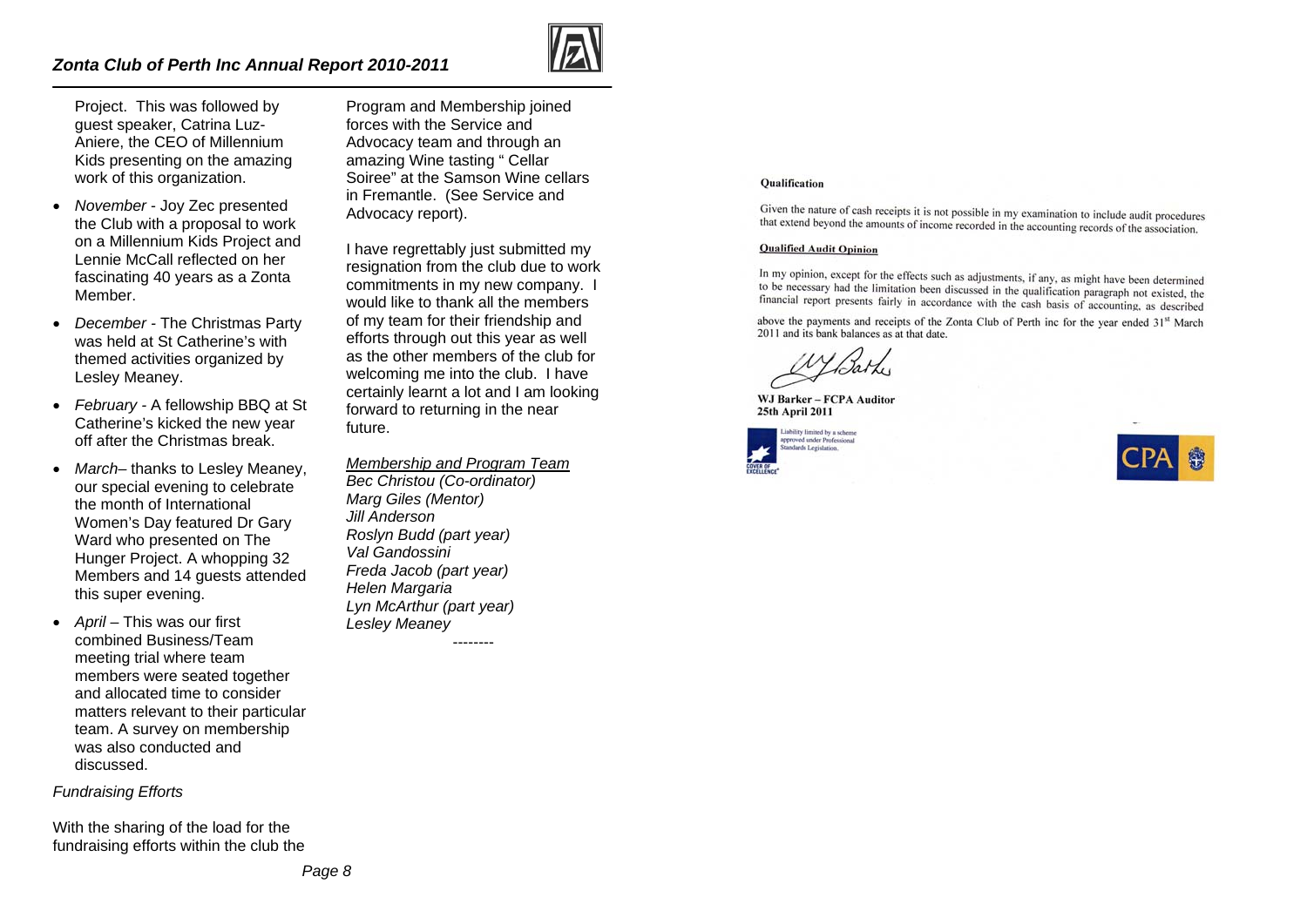Project. This was followed by guest speaker, Catrina Luz-Aniere, the CEO of Millennium Kids presenting on the amazing work of this organization.

- *November* - Joy Zec presented the Club with a proposal to work on a Millennium Kids Project and Lennie McCall reflected on her fascinating 40 years as a Zonta Member.
- *December* - The Christmas Party was held at St Catherine's with themed activities organized by Lesley Meaney.
- *February* - A fellowship BBQ at St Catherine's kicked the new year off after the Christmas break.
- *March*– thanks to Lesley Meaney, our special evening to celebrate the month of International Women's Day featured Dr Gary Ward who presented on The Hunger Project. A whopping 32 Members and 14 guests attended this super evening.
- *April* – This was our first combined Business/Team meeting trial where team members were seated together and allocated time to consider matters relevant to their particular team. A survey on membership was also conducted and discussed.

*Fundraising Efforts*

With the sharing of the load for the fundraising efforts within the club the Program and Membership joined forces with the Service and Advocacy team and through an amazing Wine tasting " Cellar Soiree" at the Samson Wine cellars in Fremantle. (See Service and Advocacy report).

I have regrettably just submitted my resignation from the club due to work commitments in my new company. I would like to thank all the members of my team for their friendship and efforts through out this year as well as the other members of the club for welcoming me into the club. I have certainly learnt a lot and I am looking forward to returning in the near future.

*Membership and Program Team*
*Bec Christou (Co-ordinator)*
*Marg Giles (Mentor)*
*Jill Anderson*
*Roslyn Budd (part year)*
*Val Gandossini*
*Freda Jacob (part year)*
*Helen Margaria*
*Lyn McArthur (part year)*
*Lesley Meaney*

--------

**Qualification**

Given the nature of cash receipts it is not possible in my examination to include audit procedures that extend beyond the amounts of income recorded in the accounting records of the association.

**Qualified Audit Opinion**

In my opinion, except for the effects such as adjustments, if any, as might have been determined to be necessary had the limitation been discussed in the qualification paragraph not existed, the financial report presents fairly in accordance with the cash basis of accounting, as described above the payments and receipts of the Zonta Club of Perth inc for the year ended 31st March 2011 and its bank balances as at that date.

**WJ Barker – FCPA Auditor**
**25th April 2011**

Liability limited by a scheme approved under Professional Standards Legislation.

CPA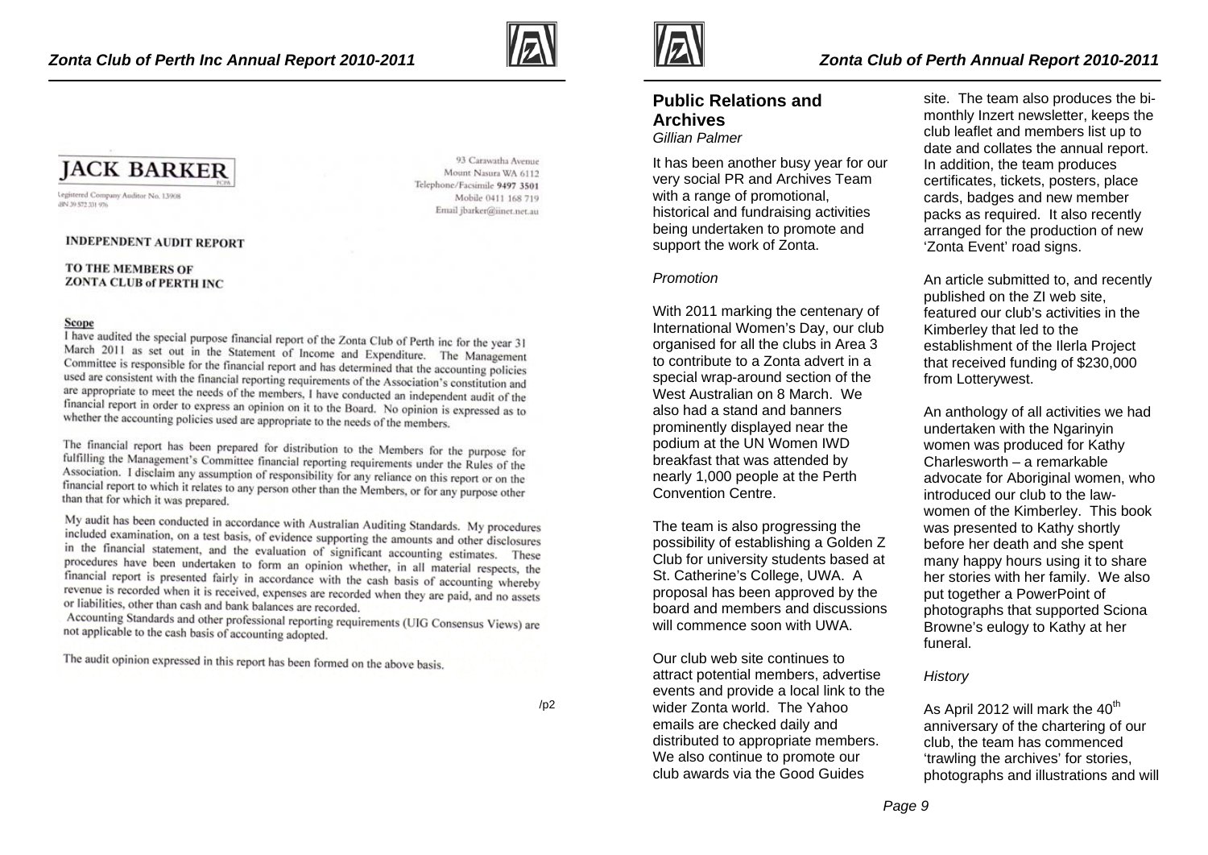# JACK BARKER

FCPA

Registered Company Auditor No. 13908
ABN 29 572 331 976

93 Carawatha Avenue
Mount Nasura WA 6112
Telephone/Facsimile 9497 3501
Mobile 0411 168 719
Email jbarker@iinet.net.au

**INDEPENDENT AUDIT REPORT**

**TO THE MEMBERS OF**
**ZONTA CLUB of PERTH INC**

**Scope**

I have audited the special purpose financial report of the Zonta Club of Perth inc for the year 31 March 2011 as set out in the Statement of Income and Expenditure. The Management Committee is responsible for the financial report and has determined that the accounting policies used are consistent with the financial reporting requirements of the Association's constitution and are appropriate to meet the needs of the members, I have conducted an independent audit of the financial report in order to express an opinion on it to the Board. No opinion is expressed as to whether the accounting policies used are appropriate to the needs of the members.

The financial report has been prepared for distribution to the Members for the purpose for fulfilling the Management's Committee financial reporting requirements under the Rules of the Association. I disclaim any assumption of responsibility for any reliance on this report or on the financial report to which it relates to any person other than the Members, or for any purpose other than that for which it was prepared.

My audit has been conducted in accordance with Australian Auditing Standards. My procedures included examination, on a test basis, of evidence supporting the amounts and other disclosures in the financial statement, and the evaluation of significant accounting estimates. These procedures have been undertaken to form an opinion whether, in all material respects, the financial report is presented fairly in accordance with the cash basis of accounting whereby revenue is recorded when it is received, expenses are recorded when they are paid, and no assets or liabilities, other than cash and bank balances are recorded.

Accounting Standards and other professional reporting requirements (UIG Consensus Views) are not applicable to the cash basis of accounting adopted.

The audit opinion expressed in this report has been formed on the above basis.

/p2

## Public Relations and Archives

*Gillian Palmer*

It has been another busy year for our very social PR and Archives Team with a range of promotional, historical and fundraising activities being undertaken to promote and support the work of Zonta.

*Promotion*

With 2011 marking the centenary of International Women's Day, our club organised for all the clubs in Area 3 to contribute to a Zonta advert in a special wrap-around section of the West Australian on 8 March. We also had a stand and banners prominently displayed near the podium at the UN Women IWD breakfast that was attended by nearly 1,000 people at the Perth Convention Centre.

The team is also progressing the possibility of establishing a Golden Z Club for university students based at St. Catherine's College, UWA. A proposal has been approved by the board and members and discussions will commence soon with UWA.

Our club web site continues to attract potential members, advertise events and provide a local link to the wider Zonta world. The Yahoo emails are checked daily and distributed to appropriate members. We also continue to promote our club awards via the Good Guides site. The team also produces the bi-monthly Inzert newsletter, keeps the club leaflet and members list up to date and collates the annual report. In addition, the team produces certificates, tickets, posters, place cards, badges and new member packs as required. It also recently arranged for the production of new 'Zonta Event' road signs.

An article submitted to, and recently published on the ZI web site, featured our club's activities in the Kimberley that led to the establishment of the Ilerla Project that received funding of $230,000 from Lotterywest.

An anthology of all activities we had undertaken with the Ngarinyin women was produced for Kathy Charlesworth – a remarkable advocate for Aboriginal women, who introduced our club to the law-women of the Kimberley. This book was presented to Kathy shortly before her death and she spent many happy hours using it to share her stories with her family. We also put together a PowerPoint of photographs that supported Sciona Browne's eulogy to Kathy at her funeral.

*History*

As April 2012 will mark the 40th anniversary of the chartering of our club, the team has commenced 'trawling the archives' for stories, photographs and illustrations and will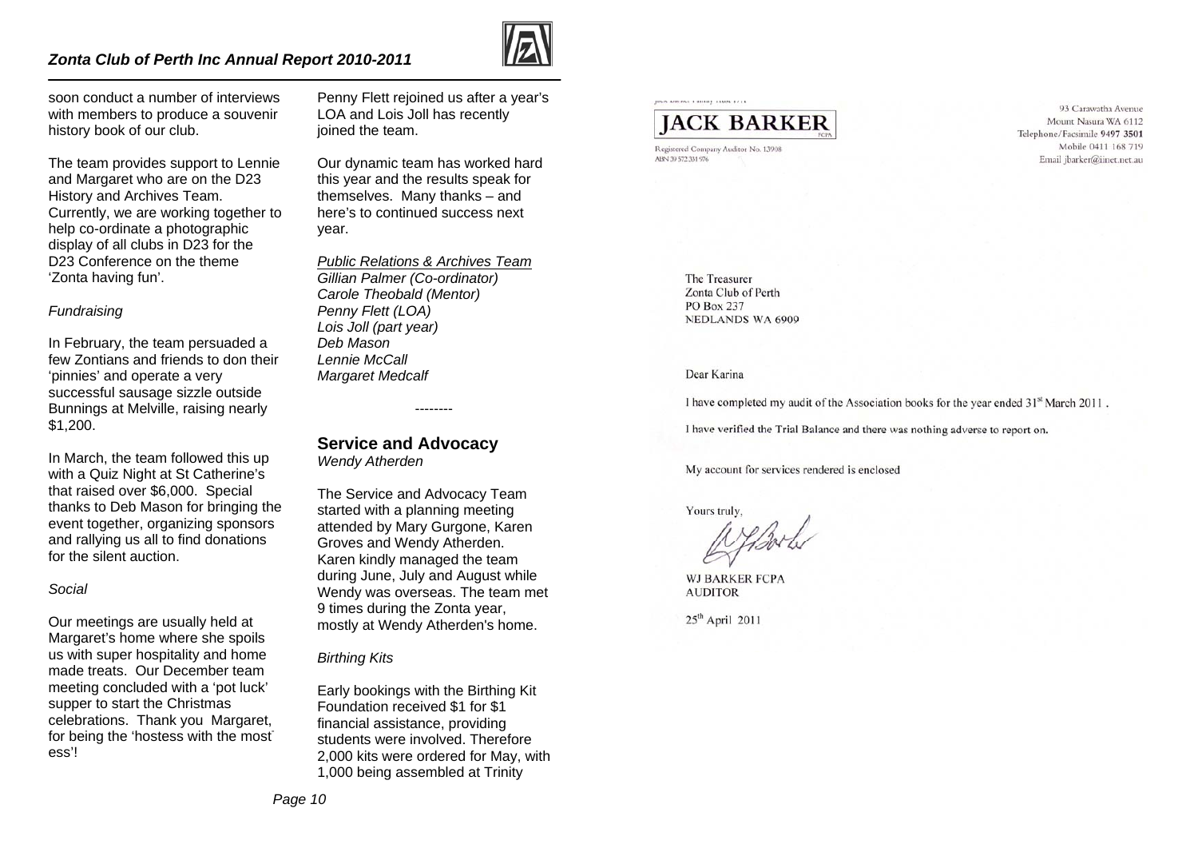soon conduct a number of interviews with members to produce a souvenir history book of our club.

The team provides support to Lennie and Margaret who are on the D23 History and Archives Team. Currently, we are working together to help co-ordinate a photographic display of all clubs in D23 for the D23 Conference on the theme 'Zonta having fun'.

*Fundraising*

In February, the team persuaded a few Zontians and friends to don their 'pinnies' and operate a very successful sausage sizzle outside Bunnings at Melville, raising nearly $1,200.

In March, the team followed this up with a Quiz Night at St Catherine's that raised over $6,000. Special thanks to Deb Mason for bringing the event together, organizing sponsors and rallying us all to find donations for the silent auction.

*Social*

Our meetings are usually held at Margaret's home where she spoils us with super hospitality and home made treats. Our December team meeting concluded with a 'pot luck' supper to start the Christmas celebrations. Thank you Margaret, for being the 'hostess with the mostess'!

Penny Flett rejoined us after a year's LOA and Lois Joll has recently joined the team.

Our dynamic team has worked hard this year and the results speak for themselves. Many thanks – and here's to continued success next year.

*Public Relations & Archives Team*
*Gillian Palmer (Co-ordinator)*
*Carole Theobald (Mentor)*
*Penny Flett (LOA)*
*Lois Joll (part year)*
*Deb Mason*
*Lennie McCall*
*Margaret Medcalf*

--------

## Service and Advocacy

*Wendy Atherden*

The Service and Advocacy Team started with a planning meeting attended by Mary Gurgone, Karen Groves and Wendy Atherden. Karen kindly managed the team during June, July and August while Wendy was overseas. The team met 9 times during the Zonta year, mostly at Wendy Atherden's home.

*Birthing Kits*

Early bookings with the Birthing Kit Foundation received $1 for $1 financial assistance, providing students were involved. Therefore 2,000 kits were ordered for May, with 1,000 being assembled at Trinity

**JACK BARKER** FCPA

Registered Company Auditor No. 13908
ABN 39 572 331 976

93 Carawatha Avenue
Mount Nasura WA 6112
Telephone/Facsimile 9497 3501
Mobile 0411 168 719
Email jbarker@iinet.net.au

The Treasurer
Zonta Club of Perth
PO Box 237
NEDLANDS WA 6909

Dear Karina

I have completed my audit of the Association books for the year ended 31st March 2011 .

I have verified the Trial Balance and there was nothing adverse to report on.

My account for services rendered is enclosed

Yours truly,

WJ BARKER FCPA
AUDITOR

25th April 2011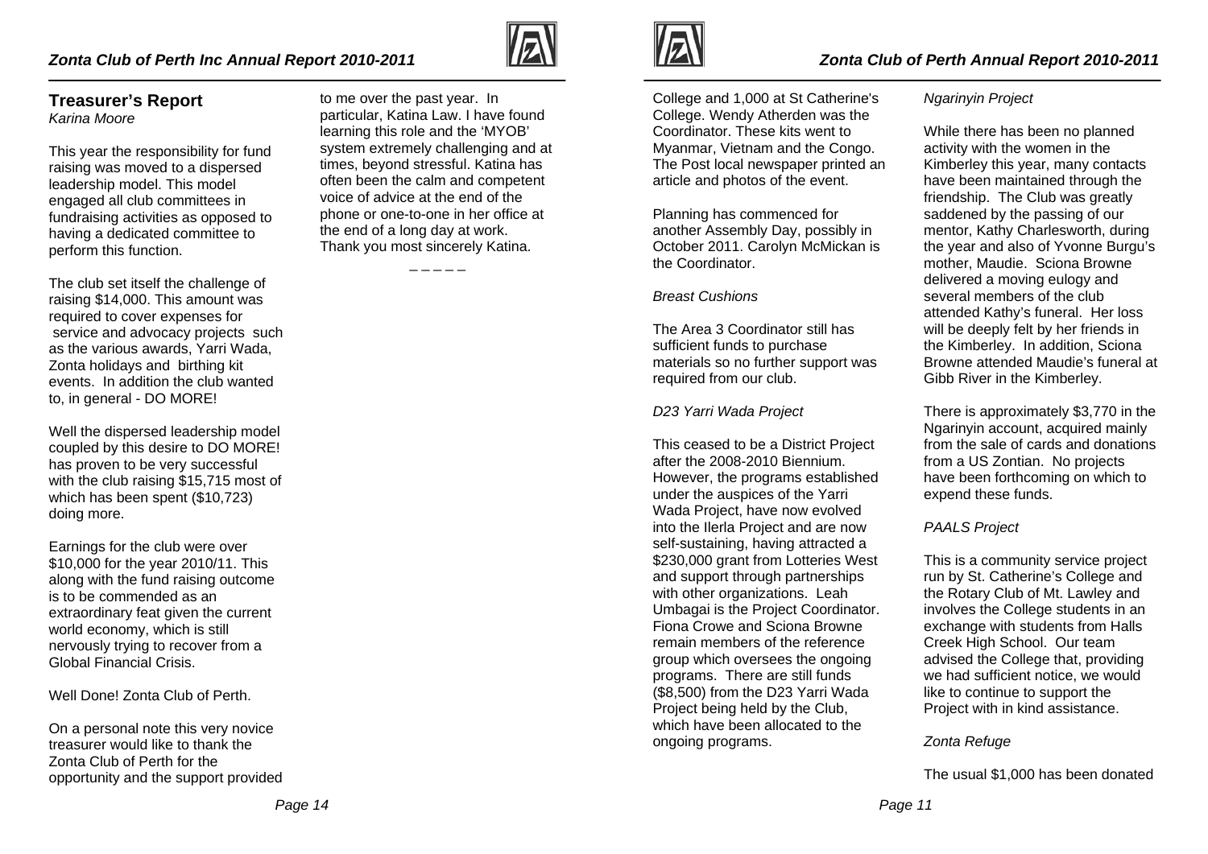## Treasurer's Report

*Karina Moore*

This year the responsibility for fund raising was moved to a dispersed leadership model. This model engaged all club committees in fundraising activities as opposed to having a dedicated committee to perform this function.

The club set itself the challenge of raising $14,000. This amount was required to cover expenses for service and advocacy projects such as the various awards, Yarri Wada, Zonta holidays and birthing kit events. In addition the club wanted to, in general - DO MORE!

Well the dispersed leadership model coupled by this desire to DO MORE! has proven to be very successful with the club raising $15,715 most of which has been spent ($10,723) doing more.

Earnings for the club were over $10,000 for the year 2010/11. This along with the fund raising outcome is to be commended as an extraordinary feat given the current world economy, which is still nervously trying to recover from a Global Financial Crisis.

Well Done! Zonta Club of Perth.

On a personal note this very novice treasurer would like to thank the Zonta Club of Perth for the opportunity and the support provided to me over the past year. In particular, Katina Law. I have found learning this role and the 'MYOB' system extremely challenging and at times, beyond stressful. Katina has often been the calm and competent voice of advice at the end of the phone or one-to-one in her office at the end of a long day at work. Thank you most sincerely Katina.

_ _ _ _ _

College and 1,000 at St Catherine's College. Wendy Atherden was the Coordinator. These kits went to Myanmar, Vietnam and the Congo. The Post local newspaper printed an article and photos of the event.

Planning has commenced for another Assembly Day, possibly in October 2011. Carolyn McMickan is the Coordinator.

*Breast Cushions*

The Area 3 Coordinator still has sufficient funds to purchase materials so no further support was required from our club.

*D23 Yarri Wada Project*

This ceased to be a District Project after the 2008-2010 Biennium. However, the programs established under the auspices of the Yarri Wada Project, have now evolved into the Ilerla Project and are now self-sustaining, having attracted a $230,000 grant from Lotteries West and support through partnerships with other organizations. Leah Umbagai is the Project Coordinator. Fiona Crowe and Sciona Browne remain members of the reference group which oversees the ongoing programs. There are still funds ($8,500) from the D23 Yarri Wada Project being held by the Club, which have been allocated to the ongoing programs.

*Ngarinyin Project*

While there has been no planned activity with the women in the Kimberley this year, many contacts have been maintained through the friendship. The Club was greatly saddened by the passing of our mentor, Kathy Charlesworth, during the year and also of Yvonne Burgu's mother, Maudie. Sciona Browne delivered a moving eulogy and several members of the club attended Kathy's funeral. Her loss will be deeply felt by her friends in the Kimberley. In addition, Sciona Browne attended Maudie's funeral at Gibb River in the Kimberley.

There is approximately $3,770 in the Ngarinyin account, acquired mainly from the sale of cards and donations from a US Zontian. No projects have been forthcoming on which to expend these funds.

*PAALS Project*

This is a community service project run by St. Catherine's College and the Rotary Club of Mt. Lawley and involves the College students in an exchange with students from Halls Creek High School. Our team advised the College that, providing we had sufficient notice, we would like to continue to support the Project with in kind assistance.

*Zonta Refuge*

The usual $1,000 has been donated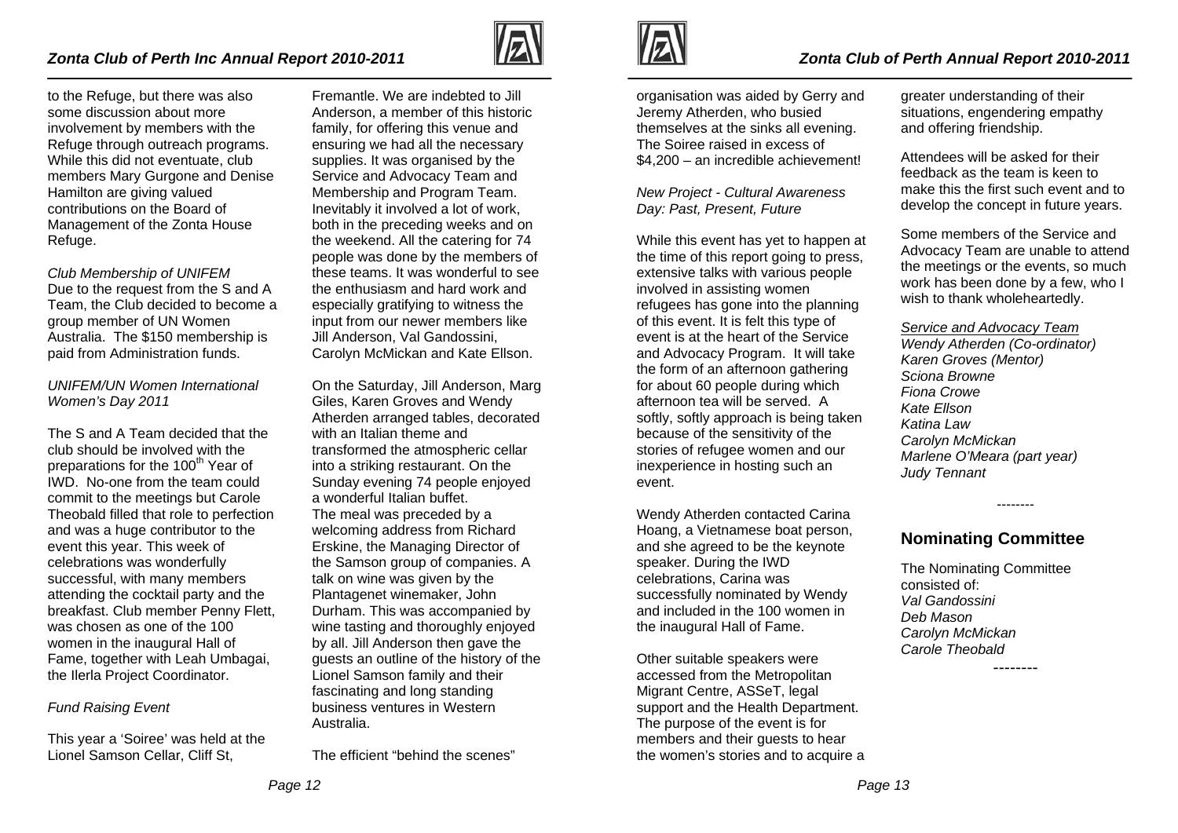to the Refuge, but there was also some discussion about more involvement by members with the Refuge through outreach programs. While this did not eventuate, club members Mary Gurgone and Denise Hamilton are giving valued contributions on the Board of Management of the Zonta House Refuge.

*Club Membership of UNIFEM*

Due to the request from the S and A Team, the Club decided to become a group member of UN Women Australia. The $150 membership is paid from Administration funds.

*UNIFEM/UN Women International Women's Day 2011*

The S and A Team decided that the club should be involved with the preparations for the 100th Year of IWD. No-one from the team could commit to the meetings but Carole Theobald filled that role to perfection and was a huge contributor to the event this year. This week of celebrations was wonderfully successful, with many members attending the cocktail party and the breakfast. Club member Penny Flett, was chosen as one of the 100 women in the inaugural Hall of Fame, together with Leah Umbagai, the Ilerla Project Coordinator.

*Fund Raising Event*

This year a 'Soiree' was held at the Lionel Samson Cellar, Cliff St, Fremantle. We are indebted to Jill Anderson, a member of this historic family, for offering this venue and ensuring we had all the necessary supplies. It was organised by the Service and Advocacy Team and Membership and Program Team. Inevitably it involved a lot of work, both in the preceding weeks and on the weekend. All the catering for 74 people was done by the members of these teams. It was wonderful to see the enthusiasm and hard work and especially gratifying to witness the input from our newer members like Jill Anderson, Val Gandossini, Carolyn McMickan and Kate Ellson.

On the Saturday, Jill Anderson, Marg Giles, Karen Groves and Wendy Atherden arranged tables, decorated with an Italian theme and transformed the atmospheric cellar into a striking restaurant. On the Sunday evening 74 people enjoyed a wonderful Italian buffet.
The meal was preceded by a welcoming address from Richard Erskine, the Managing Director of the Samson group of companies. A talk on wine was given by the Plantagenet winemaker, John Durham. This was accompanied by wine tasting and thoroughly enjoyed by all. Jill Anderson then gave the guests an outline of the history of the Lionel Samson family and their fascinating and long standing business ventures in Western Australia.

The efficient "behind the scenes" organisation was aided by Gerry and Jeremy Atherden, who busied themselves at the sinks all evening. The Soiree raised in excess of $4,200 – an incredible achievement!

*New Project - Cultural Awareness Day: Past, Present, Future*

While this event has yet to happen at the time of this report going to press, extensive talks with various people involved in assisting women refugees has gone into the planning of this event. It is felt this type of event is at the heart of the Service and Advocacy Program. It will take the form of an afternoon gathering for about 60 people during which afternoon tea will be served. A softly, softly approach is being taken because of the sensitivity of the stories of refugee women and our inexperience in hosting such an event.

Wendy Atherden contacted Carina Hoang, a Vietnamese boat person, and she agreed to be the keynote speaker. During the IWD celebrations, Carina was successfully nominated by Wendy and included in the 100 women in the inaugural Hall of Fame.

Other suitable speakers were accessed from the Metropolitan Migrant Centre, ASSeT, legal support and the Health Department. The purpose of the event is for members and their guests to hear the women's stories and to acquire a greater understanding of their situations, engendering empathy and offering friendship.

Attendees will be asked for their feedback as the team is keen to make this the first such event and to develop the concept in future years.

Some members of the Service and Advocacy Team are unable to attend the meetings or the events, so much work has been done by a few, who I wish to thank wholeheartedly.

*Service and Advocacy Team*
*Wendy Atherden (Co-ordinator)*
*Karen Groves (Mentor)*
*Sciona Browne*
*Fiona Crowe*
*Kate Ellson*
*Katina Law*
*Carolyn McMickan*
*Marlene O'Meara (part year)*
*Judy Tennant*

--------

## Nominating Committee

The Nominating Committee consisted of:
*Val Gandossini*
*Deb Mason*
*Carolyn McMickan*
*Carole Theobald*

--------